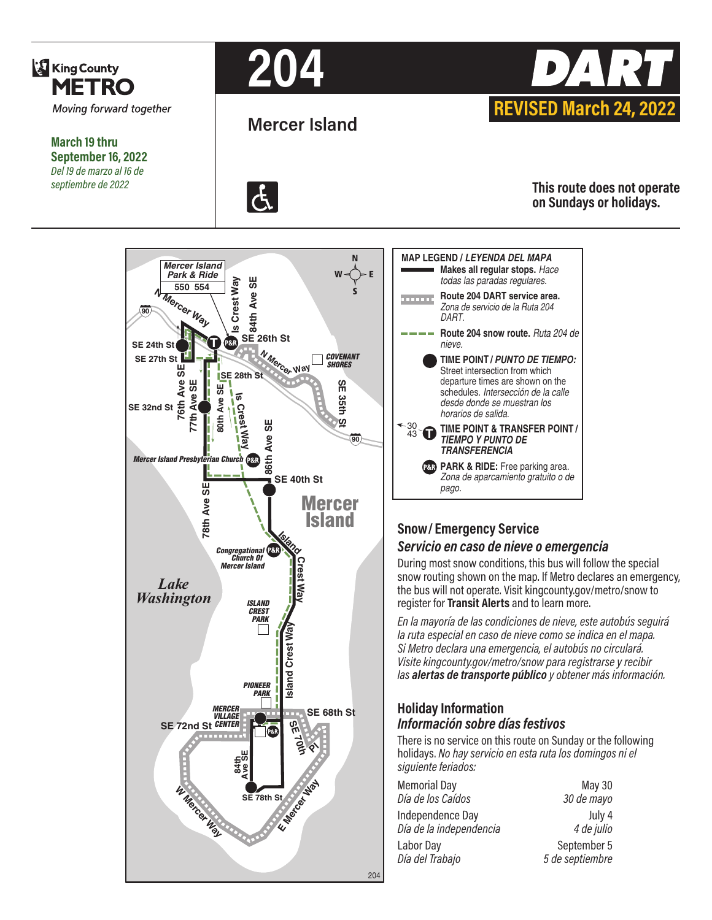King County METRO

*Moving forward together*

**March 19 thru September 16, 2022**
*Del 19 de marzo al 16 de septiembre de 2022*

# 204 DART

**REVISED March 24, 2022**

## Mercer Island

**This route does not operate on Sundays or holidays.**

Mercer Island Park & Ride 550 554

N Mercer Way, Is Crest Way, 84th Ave SE, SE 26th St, SE 24th St, SE 27th St, 76th Ave SE, 77th Ave SE, SE 28th St, 80th Ave SE, Is Crest Way, N Mercer Way, COVENANT SHORES, SE 35th St, SE 32nd St, 86th Ave SE, Mercer Island Presbyterian Church, SE 40th St, 78th Ave SE, Mercer Island, Island Crest Way, Congregational Church Of Mercer Island, Lake Washington, ISLAND CREST PARK, Island Crest Way, PIONEER PARK, MERCER VILLAGE CENTER, SE 68th St, SE 72nd St, SE 70th Pl, 84th Ave SE, SE 78th St, W Mercer Way, E Mercer Way

### MAP LEGEND / *LEYENDA DEL MAPA*

- **Makes all regular stops.** *Hace todas las paradas regulares.*
- **Route 204 DART service area.** *Zona de servicio de la Ruta 204 DART.*
- **Route 204 snow route.** *Ruta 204 de nieve.*
- **TIME POINT / *PUNTO DE TIEMPO:*** Street intersection from which departure times are shown on the schedules. *Intersección de la calle desde donde se muestran los horarios de salida.*
- **TIME POINT & TRANSFER POINT / *TIEMPO Y PUNTO DE TRANSFERENCIA***
- **PARK & RIDE:** Free parking area. *Zona de aparcamiento gratuito o de pago.*

## Snow / Emergency Service
## *Servicio en caso de nieve o emergencia*

During most snow conditions, this bus will follow the special snow routing shown on the map. If Metro declares an emergency, the bus will not operate. Visit kingcounty.gov/metro/snow to register for **Transit Alerts** and to learn more.

*En la mayoría de las condiciones de nieve, este autobús seguirá la ruta especial en caso de nieve como se indica en el mapa. Si Metro declara una emergencia, el autobús no circulará. Visite kingcounty.gov/metro/snow para registrarse y recibir las **alertas de transporte público** y obtener más información.*

## Holiday Information
## *Información sobre días festivos*

There is no service on this route on Sunday or the following holidays. *No hay servicio en esta ruta los domingos ni el siguiente feriados:*

| Holiday | Date |
|---|---|
| Memorial Day / *Día de los Caídos* | May 30 / *30 de mayo* |
| Independence Day / *Día de la independencia* | July 4 / *4 de julio* |
| Labor Day / *Día del Trabajo* | September 5 / *5 de septiembre* |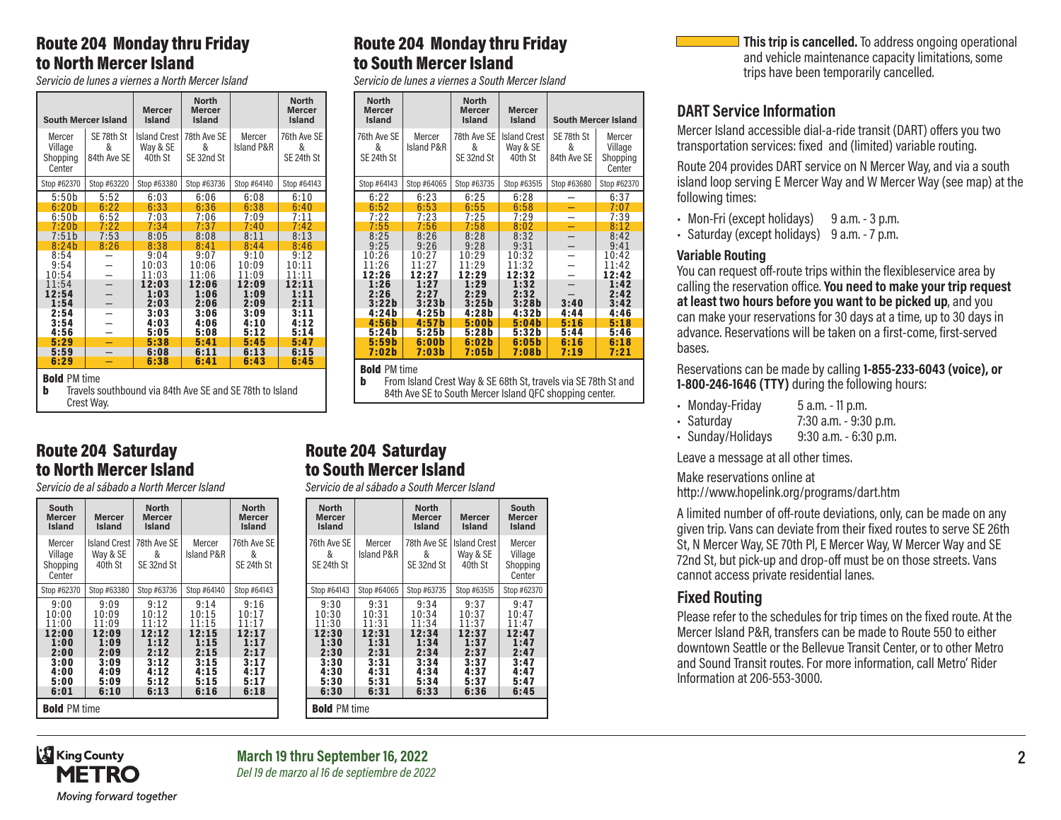## Route 204 Monday thru Friday to North Mercer Island

*Servicio de lunes a viernes a North Mercer Island*

| South Mercer Island | | Mercer Island | North Mercer Island | | North Mercer Island |
|---|---|---|---|---|---|
| Mercer Village Shopping Center | SE 78th St & 84th Ave SE | Island Crest Way & SE 40th St | 78th Ave SE & SE 32nd St | Mercer Island P&R | 76th Ave SE & SE 24th St |
| Stop #62370 | Stop #63220 | Stop #63380 | Stop #63736 | Stop #64140 | Stop #64143 |
| 5:50b | 5:52 | 6:03 | 6:06 | 6:08 | 6:10 |
| 6:20b | 6:22 | 6:33 | 6:36 | 6:38 | 6:40 |
| 6:50b | 6:52 | 7:03 | 7:06 | 7:09 | 7:11 |
| 7:20b | 7:22 | 7:34 | 7:37 | 7:40 | 7:42 |
| 7:51b | 7:53 | 8:05 | 8:08 | 8:11 | 8:13 |
| 8:24b | 8:26 | 8:38 | 8:41 | 8:44 | 8:46 |
| 8:54 | – | 9:04 | 9:07 | 9:10 | 9:12 |
| 9:54 | – | 10:03 | 10:06 | 10:09 | 10:11 |
| 10:54 | – | 11:03 | 11:06 | 11:09 | 11:11 |
| 11:54 | – | **12:03** | **12:06** | **12:09** | **12:11** |
| **12:54** | – | **1:03** | **1:06** | **1:09** | **1:11** |
| **1:54** | – | **2:03** | **2:06** | **2:09** | **2:11** |
| **2:54** | – | **3:03** | **3:06** | **3:09** | **3:11** |
| **3:54** | – | **4:03** | **4:06** | **4:10** | **4:12** |
| **4:56** | – | **5:05** | **5:08** | **5:12** | **5:14** |
| **5:29** | – | **5:38** | **5:41** | **5:45** | **5:47** |
| **5:59** | – | **6:08** | **6:11** | **6:13** | **6:15** |
| **6:29** | – | **6:38** | **6:41** | **6:43** | **6:45** |

**Bold** PM time
**b** Travels southbound via 84th Ave SE and SE 78th to Island Crest Way.

## Route 204 Monday thru Friday to South Mercer Island

*Servicio de lunes a viernes a South Mercer Island*

| North Mercer Island | | North Mercer Island | Mercer Island | South Mercer Island | |
|---|---|---|---|---|---|
| 76th Ave SE & SE 24th St | Mercer Island P&R | 78th Ave SE & SE 32nd St | Island Crest Way & SE 40th St | SE 78th St & 84th Ave SE | Mercer Village Shopping Center |
| Stop #64143 | Stop #64065 | Stop #63735 | Stop #63515 | Stop #63680 | Stop #62370 |
| 6:22 | 6:23 | 6:25 | 6:28 | – | 6:37 |
| 6:52 | 6:53 | 6:55 | 6:58 | – | 7:07 |
| 7:22 | 7:23 | 7:25 | 7:29 | – | 7:39 |
| 7:55 | 7:56 | 7:58 | 8:02 | – | 8:12 |
| 8:25 | 8:26 | 8:28 | 8:32 | – | 8:42 |
| 9:25 | 9:26 | 9:28 | 9:31 | – | 9:41 |
| 10:26 | 10:27 | 10:29 | 10:32 | – | 10:42 |
| 11:26 | 11:27 | 11:29 | 11:32 | – | 11:42 |
| **12:26** | **12:27** | **12:29** | **12:32** | – | **12:42** |
| **1:26** | **1:27** | **1:29** | **1:32** | – | **1:42** |
| **2:26** | **2:27** | **2:29** | **2:32** | – | **2:42** |
| **3:22b** | **3:23b** | **3:25b** | **3:28b** | **3:40** | **3:42** |
| **4:24b** | **4:25b** | **4:28b** | **4:32b** | **4:44** | **4:46** |
| **4:56b** | **4:57b** | **5:00b** | **5:04b** | **5:16** | **5:18** |
| **5:24b** | **5:25b** | **5:28b** | **5:32b** | **5:44** | **5:46** |
| **5:59b** | **6:00b** | **6:02b** | **6:05b** | **6:16** | **6:18** |
| **7:02b** | **7:03b** | **7:05b** | **7:08b** | **7:19** | **7:21** |

**Bold** PM time
**b** From Island Crest Way & SE 68th St, travels via SE 78th St and 84th Ave SE to South Mercer Island QFC shopping center.

## Route 204 Saturday to North Mercer Island

*Servicio de al sábado a North Mercer Island*

| South Mercer Island | Mercer Island | North Mercer Island | | North Mercer Island |
|---|---|---|---|---|
| Mercer Village Shopping Center | Island Crest Way & SE 40th St | 78th Ave SE & SE 32nd St | Mercer Island P&R | 76th Ave SE & SE 24th St |
| Stop #62370 | Stop #63380 | Stop #63736 | Stop #64140 | Stop #64143 |
| 9:00 | 9:09 | 9:12 | 9:14 | 9:16 |
| 10:00 | 10:09 | 10:12 | 10:15 | 10:17 |
| 11:00 | 11:09 | 11:12 | 11:15 | 11:17 |
| **12:00** | **12:09** | **12:12** | **12:15** | **12:17** |
| **1:00** | **1:09** | **1:12** | **1:15** | **1:17** |
| **2:00** | **2:09** | **2:12** | **2:15** | **2:17** |
| **3:00** | **3:09** | **3:12** | **3:15** | **3:17** |
| **4:00** | **4:09** | **4:12** | **4:15** | **4:17** |
| **5:00** | **5:09** | **5:12** | **5:15** | **5:17** |
| **6:01** | **6:10** | **6:13** | **6:16** | **6:18** |

**Bold** PM time

## Route 204 Saturday to South Mercer Island

*Servicio de al sábado a South Mercer Island*

| North Mercer Island | | North Mercer Island | Mercer Island | South Mercer Island |
|---|---|---|---|---|
| 76th Ave SE & SE 24th St | Mercer Island P&R | 78th Ave SE & SE 32nd St | Island Crest Way & SE 40th St | Mercer Village Shopping Center |
| Stop #64143 | Stop #64065 | Stop #63735 | Stop #63515 | Stop #62370 |
| 9:30 | 9:31 | 9:34 | 9:37 | 9:47 |
| 10:30 | 10:31 | 10:34 | 10:37 | 10:47 |
| 11:30 | 11:31 | 11:34 | 11:37 | 11:47 |
| **12:30** | **12:31** | **12:34** | **12:37** | **12:47** |
| **1:30** | **1:31** | **1:34** | **1:37** | **1:47** |
| **2:30** | **2:31** | **2:34** | **2:37** | **2:47** |
| **3:30** | **3:31** | **3:34** | **3:37** | **3:47** |
| **4:30** | **4:31** | **4:34** | **4:37** | **4:47** |
| **5:30** | **5:31** | **5:34** | **5:37** | **5:47** |
| **6:30** | **6:31** | **6:33** | **6:36** | **6:45** |

**Bold** PM time

**This trip is cancelled.** To address ongoing operational and vehicle maintenance capacity limitations, some trips have been temporarily cancelled.

## DART Service Information

Mercer Island accessible dial-a-ride transit (DART) offers you two transportation services: fixed and (limited) variable routing.

Route 204 provides DART service on N Mercer Way, and via a south island loop serving E Mercer Way and W Mercer Way (see map) at the following times:

- Mon-Fri (except holidays) 9 a.m. - 3 p.m.
- Saturday (except holidays) 9 a.m. - 7 p.m.

### Variable Routing

You can request off-route trips within the flexibleservice area by calling the reservation office. **You need to make your trip request at least two hours before you want to be picked up**, and you can make your reservations for 30 days at a time, up to 30 days in advance. Reservations will be taken on a first-come, first-served bases.

Reservations can be made by calling **1-855-233-6043 (voice), or 1-800-246-1646 (TTY)** during the following hours:

- Monday-Friday 5 a.m. - 11 p.m.
- Saturday 7:30 a.m. - 9:30 p.m.
- Sunday/Holidays 9:30 a.m. - 6:30 p.m.

Leave a message at all other times.

Make reservations online at
http://www.hopelink.org/programs/dart.htm

A limited number of off-route deviations, only, can be made on any given trip. Vans can deviate from their fixed routes to serve SE 26th St, N Mercer Way, SE 70th Pl, E Mercer Way, W Mercer Way and SE 72nd St, but pick-up and drop-off must be on those streets. Vans cannot access private residential lanes.

### Fixed Routing

Please refer to the schedules for trip times on the fixed route. At the Mercer Island P&R, transfers can be made to Route 550 to either downtown Seattle or the Bellevue Transit Center, or to other Metro and Sound Transit routes. For more information, call Metro' Rider Information at 206-553-3000.

King County METRO
*Moving forward together*

**March 19 thru September 16, 2022**
*Del 19 de marzo al 16 de septiembre de 2022*